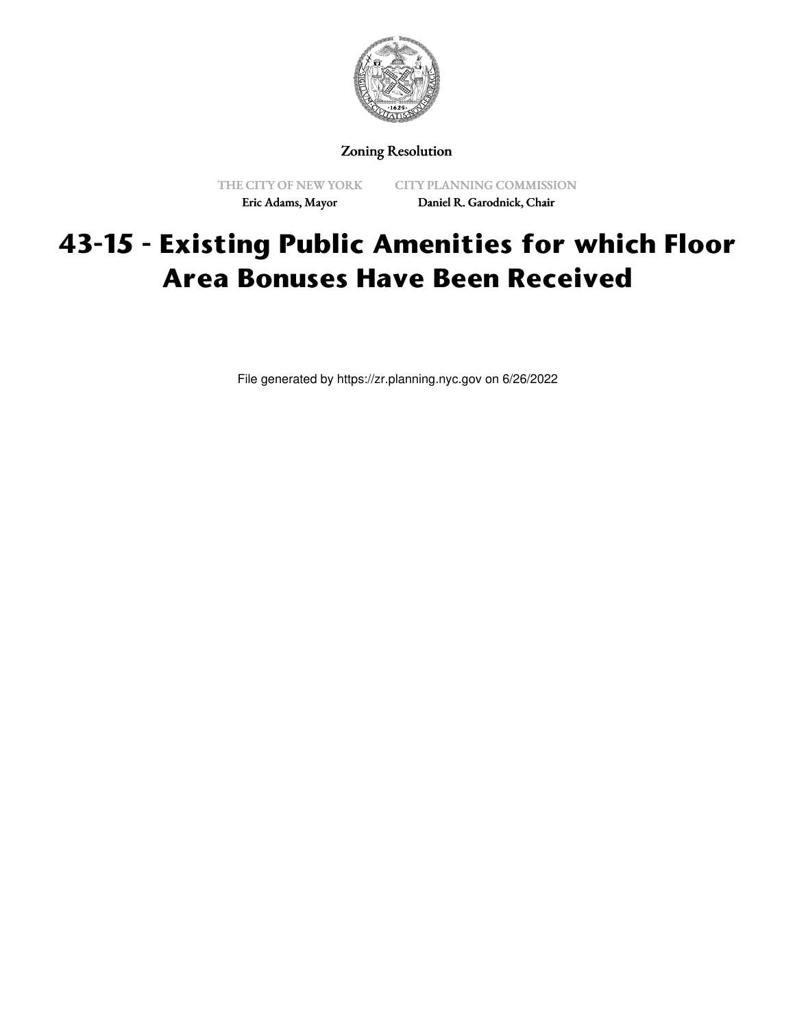Zoning Resolution

THE CITY OF NEW YORK
Eric Adams, Mayor

CITY PLANNING COMMISSION
Daniel R. Garodnick, Chair

# 43-15 - Existing Public Amenities for which Floor Area Bonuses Have Been Received

File generated by https://zr.planning.nyc.gov on 6/26/2022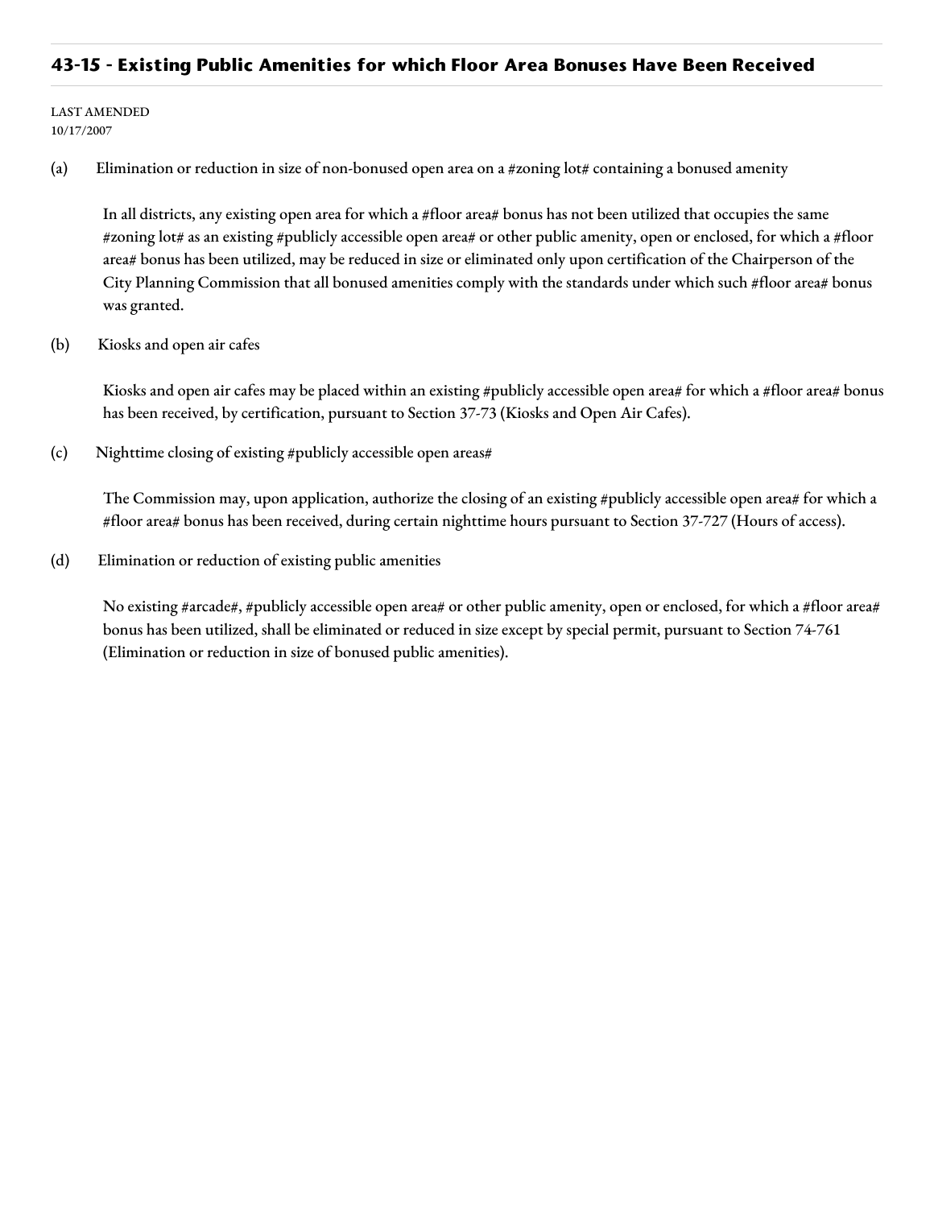## 43-15 - Existing Public Amenities for which Floor Area Bonuses Have Been Received

LAST AMENDED
10/17/2007

(a) Elimination or reduction in size of non-bonused open area on a #zoning lot# containing a bonused amenity

In all districts, any existing open area for which a #floor area# bonus has not been utilized that occupies the same #zoning lot# as an existing #publicly accessible open area# or other public amenity, open or enclosed, for which a #floor area# bonus has been utilized, may be reduced in size or eliminated only upon certification of the Chairperson of the City Planning Commission that all bonused amenities comply with the standards under which such #floor area# bonus was granted.

(b) Kiosks and open air cafes

Kiosks and open air cafes may be placed within an existing #publicly accessible open area# for which a #floor area# bonus has been received, by certification, pursuant to Section 37-73 (Kiosks and Open Air Cafes).

(c) Nighttime closing of existing #publicly accessible open areas#

The Commission may, upon application, authorize the closing of an existing #publicly accessible open area# for which a #floor area# bonus has been received, during certain nighttime hours pursuant to Section 37-727 (Hours of access).

(d) Elimination or reduction of existing public amenities

No existing #arcade#, #publicly accessible open area# or other public amenity, open or enclosed, for which a #floor area# bonus has been utilized, shall be eliminated or reduced in size except by special permit, pursuant to Section 74-761 (Elimination or reduction in size of bonused public amenities).